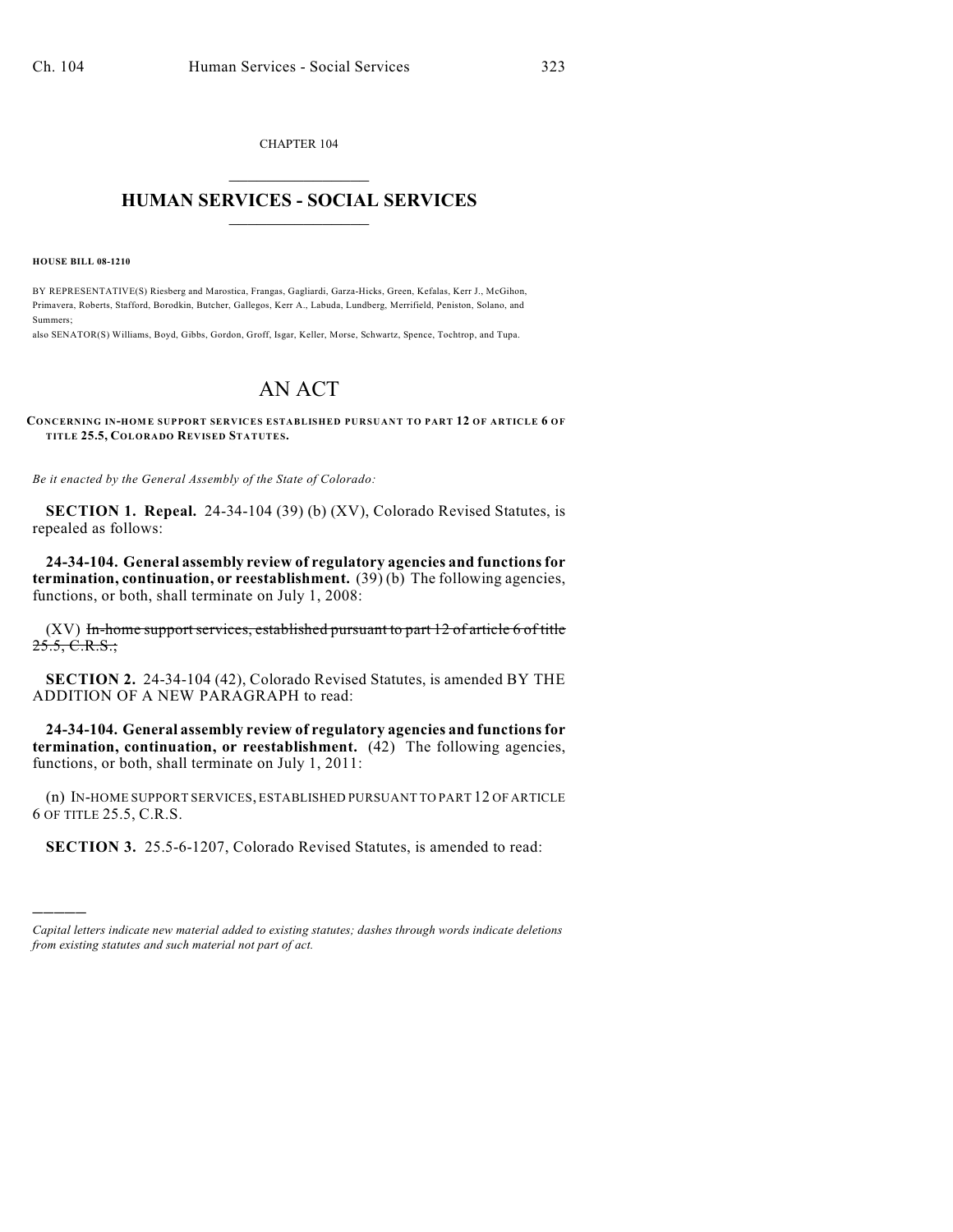CHAPTER 104

# HUMAN SERVICES - SOCIAL SERVICES

**HOUSE BILL 08-1210**

BY REPRESENTATIVE(S) Riesberg and Marostica, Frangas, Gagliardi, Garza-Hicks, Green, Kefalas, Kerr J., McGihon, Primavera, Roberts, Stafford, Borodkin, Butcher, Gallegos, Kerr A., Labuda, Lundberg, Merrifield, Peniston, Solano, and Summers;
also SENATOR(S) Williams, Boyd, Gibbs, Gordon, Groff, Isgar, Keller, Morse, Schwartz, Spence, Tochtrop, and Tupa.

# AN ACT

**CONCERNING IN-HOME SUPPORT SERVICES ESTABLISHED PURSUANT TO PART 12 OF ARTICLE 6 OF TITLE 25.5, COLORADO REVISED STATUTES.**

*Be it enacted by the General Assembly of the State of Colorado:*

**SECTION 1. Repeal.** 24-34-104 (39) (b) (XV), Colorado Revised Statutes, is repealed as follows:

**24-34-104. General assembly review of regulatory agencies and functions for termination, continuation, or reestablishment.** (39) (b) The following agencies, functions, or both, shall terminate on July 1, 2008:

(XV) ~~In-home support services, established pursuant to part 12 of article 6 of title 25.5, C.R.S.;~~

**SECTION 2.** 24-34-104 (42), Colorado Revised Statutes, is amended BY THE ADDITION OF A NEW PARAGRAPH to read:

**24-34-104. General assembly review of regulatory agencies and functions for termination, continuation, or reestablishment.** (42) The following agencies, functions, or both, shall terminate on July 1, 2011:

(n) IN-HOME SUPPORT SERVICES, ESTABLISHED PURSUANT TO PART 12 OF ARTICLE 6 OF TITLE 25.5, C.R.S.

**SECTION 3.** 25.5-6-1207, Colorado Revised Statutes, is amended to read:

---

*Capital letters indicate new material added to existing statutes; dashes through words indicate deletions from existing statutes and such material not part of act.*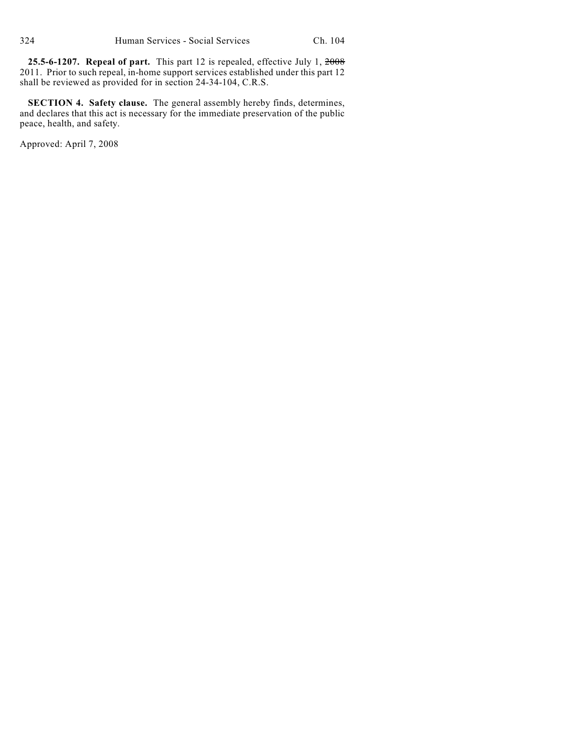**25.5-6-1207. Repeal of part.** This part 12 is repealed, effective July 1, ~~2008~~ 2011. Prior to such repeal, in-home support services established under this part 12 shall be reviewed as provided for in section 24-34-104, C.R.S.

**SECTION 4. Safety clause.** The general assembly hereby finds, determines, and declares that this act is necessary for the immediate preservation of the public peace, health, and safety.

Approved: April 7, 2008